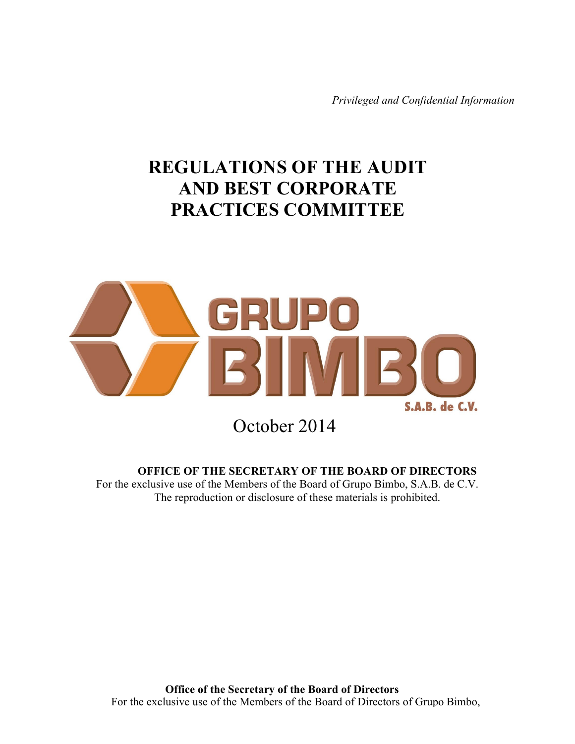*Privileged and Confidential Information*

# REGULATIONS OF THE AUDIT AND BEST CORPORATE PRACTICES COMMITTEE

GRUPO BIMBO S.A.B. de C.V.

October 2014

**OFFICE OF THE SECRETARY OF THE BOARD OF DIRECTORS**
For the exclusive use of the Members of the Board of Grupo Bimbo, S.A.B. de C.V.
The reproduction or disclosure of these materials is prohibited.

**Office of the Secretary of the Board of Directors**
For the exclusive use of the Members of the Board of Directors of Grupo Bimbo,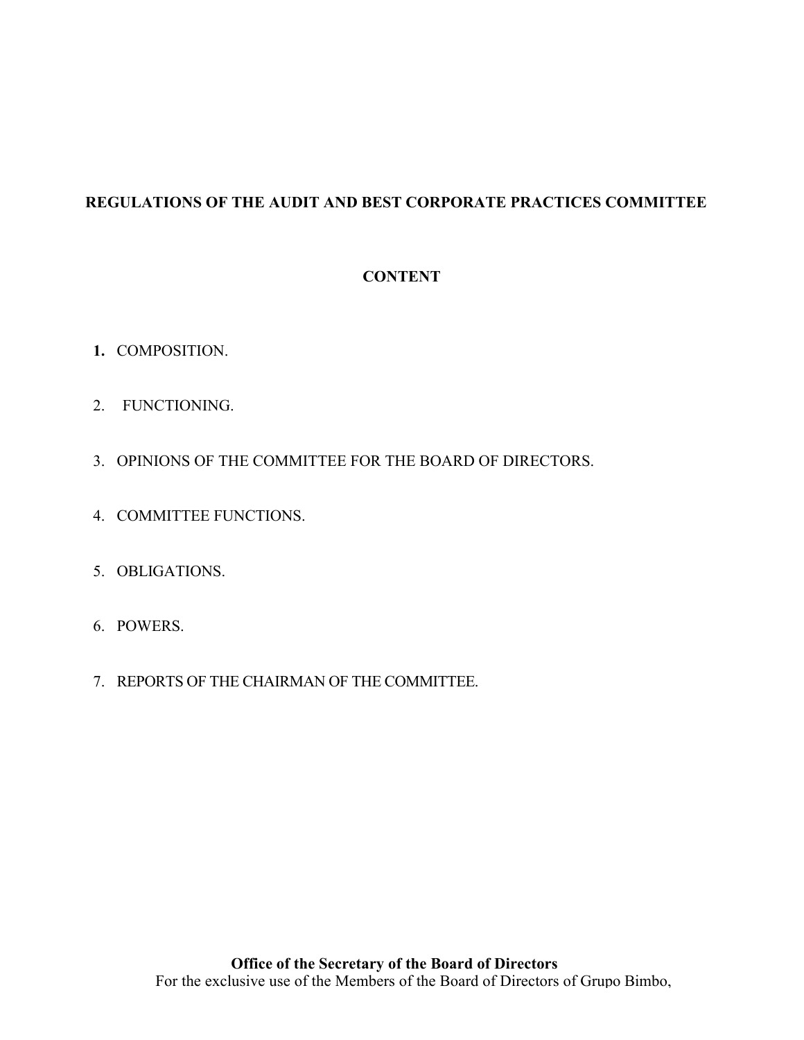# REGULATIONS OF THE AUDIT AND BEST CORPORATE PRACTICES COMMITTEE

## CONTENT

1. COMPOSITION.
2. FUNCTIONING.
3. OPINIONS OF THE COMMITTEE FOR THE BOARD OF DIRECTORS.
4. COMMITTEE FUNCTIONS.
5. OBLIGATIONS.
6. POWERS.
7. REPORTS OF THE CHAIRMAN OF THE COMMITTEE.

**Office of the Secretary of the Board of Directors**
For the exclusive use of the Members of the Board of Directors of Grupo Bimbo,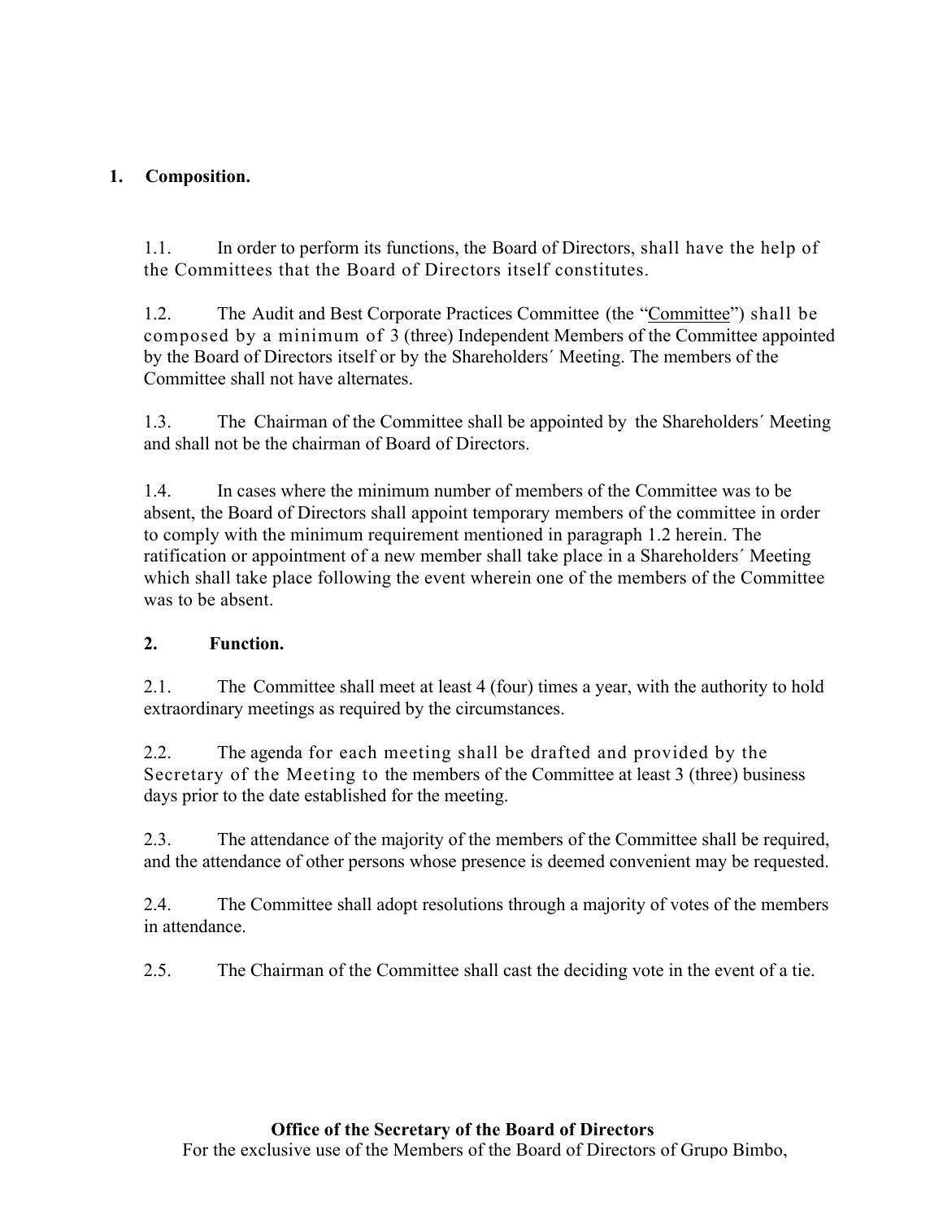## 1. Composition.

1.1. In order to perform its functions, the Board of Directors, shall have the help of the Committees that the Board of Directors itself constitutes.

1.2. The Audit and Best Corporate Practices Committee (the "Committee") shall be composed by a minimum of 3 (three) Independent Members of the Committee appointed by the Board of Directors itself or by the Shareholders´ Meeting. The members of the Committee shall not have alternates.

1.3. The Chairman of the Committee shall be appointed by the Shareholders´ Meeting and shall not be the chairman of Board of Directors.

1.4. In cases where the minimum number of members of the Committee was to be absent, the Board of Directors shall appoint temporary members of the committee in order to comply with the minimum requirement mentioned in paragraph 1.2 herein. The ratification or appointment of a new member shall take place in a Shareholders´ Meeting which shall take place following the event wherein one of the members of the Committee was to be absent.

## 2. Function.

2.1. The Committee shall meet at least 4 (four) times a year, with the authority to hold extraordinary meetings as required by the circumstances.

2.2. The agenda for each meeting shall be drafted and provided by the Secretary of the Meeting to the members of the Committee at least 3 (three) business days prior to the date established for the meeting.

2.3. The attendance of the majority of the members of the Committee shall be required, and the attendance of other persons whose presence is deemed convenient may be requested.

2.4. The Committee shall adopt resolutions through a majority of votes of the members in attendance.

2.5. The Chairman of the Committee shall cast the deciding vote in the event of a tie.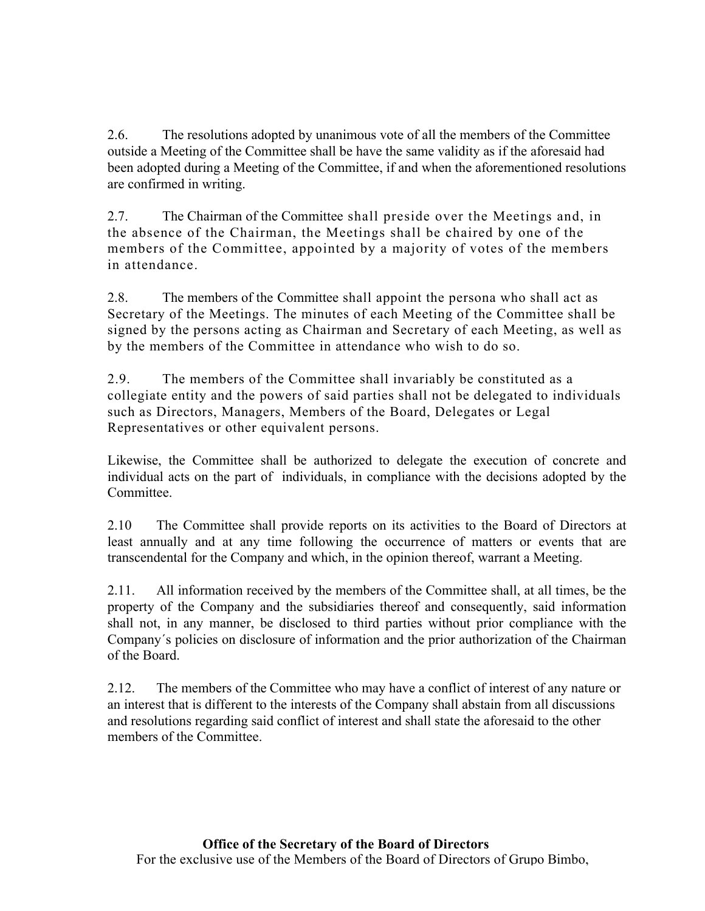2.6. The resolutions adopted by unanimous vote of all the members of the Committee outside a Meeting of the Committee shall be have the same validity as if the aforesaid had been adopted during a Meeting of the Committee, if and when the aforementioned resolutions are confirmed in writing.

2.7. The Chairman of the Committee shall preside over the Meetings and, in the absence of the Chairman, the Meetings shall be chaired by one of the members of the Committee, appointed by a majority of votes of the members in attendance.

2.8. The members of the Committee shall appoint the persona who shall act as Secretary of the Meetings. The minutes of each Meeting of the Committee shall be signed by the persons acting as Chairman and Secretary of each Meeting, as well as by the members of the Committee in attendance who wish to do so.

2.9. The members of the Committee shall invariably be constituted as a collegiate entity and the powers of said parties shall not be delegated to individuals such as Directors, Managers, Members of the Board, Delegates or Legal Representatives or other equivalent persons.

Likewise, the Committee shall be authorized to delegate the execution of concrete and individual acts on the part of individuals, in compliance with the decisions adopted by the Committee.

2.10 The Committee shall provide reports on its activities to the Board of Directors at least annually and at any time following the occurrence of matters or events that are transcendental for the Company and which, in the opinion thereof, warrant a Meeting.

2.11. All information received by the members of the Committee shall, at all times, be the property of the Company and the subsidiaries thereof and consequently, said information shall not, in any manner, be disclosed to third parties without prior compliance with the Company´s policies on disclosure of information and the prior authorization of the Chairman of the Board.

2.12. The members of the Committee who may have a conflict of interest of any nature or an interest that is different to the interests of the Company shall abstain from all discussions and resolutions regarding said conflict of interest and shall state the aforesaid to the other members of the Committee.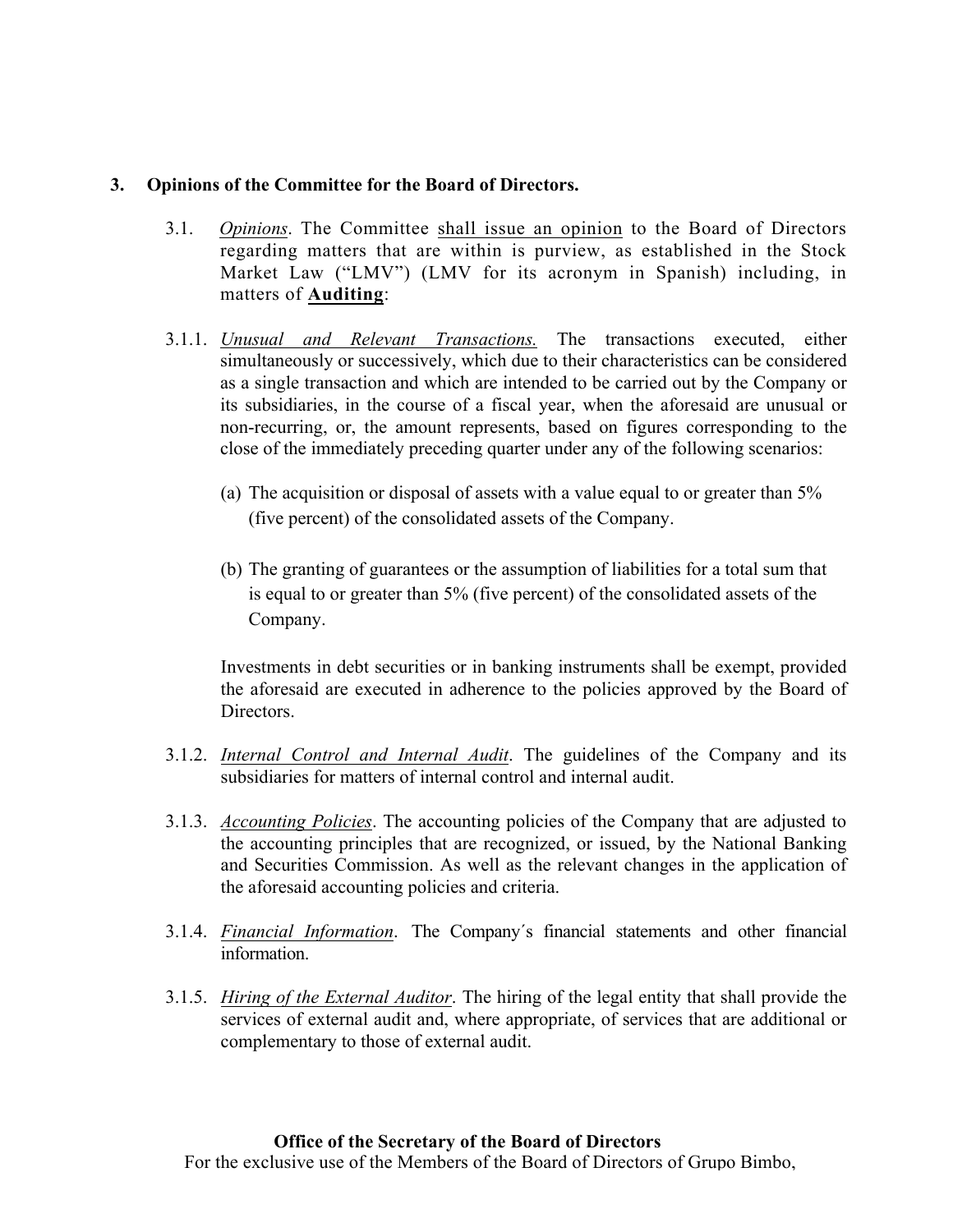## 3. Opinions of the Committee for the Board of Directors.

3.1. *Opinions*. The Committee shall issue an opinion to the Board of Directors regarding matters that are within is purview, as established in the Stock Market Law ("LMV") (LMV for its acronym in Spanish) including, in matters of **Auditing**:

3.1.1. *Unusual and Relevant Transactions.* The transactions executed, either simultaneously or successively, which due to their characteristics can be considered as a single transaction and which are intended to be carried out by the Company or its subsidiaries, in the course of a fiscal year, when the aforesaid are unusual or non-recurring, or, the amount represents, based on figures corresponding to the close of the immediately preceding quarter under any of the following scenarios:

(a) The acquisition or disposal of assets with a value equal to or greater than 5% (five percent) of the consolidated assets of the Company.

(b) The granting of guarantees or the assumption of liabilities for a total sum that is equal to or greater than 5% (five percent) of the consolidated assets of the Company.

Investments in debt securities or in banking instruments shall be exempt, provided the aforesaid are executed in adherence to the policies approved by the Board of Directors.

3.1.2. *Internal Control and Internal Audit*. The guidelines of the Company and its subsidiaries for matters of internal control and internal audit.

3.1.3. *Accounting Policies*. The accounting policies of the Company that are adjusted to the accounting principles that are recognized, or issued, by the National Banking and Securities Commission. As well as the relevant changes in the application of the aforesaid accounting policies and criteria.

3.1.4. *Financial Information*. The Company´s financial statements and other financial information.

3.1.5. *Hiring of the External Auditor*. The hiring of the legal entity that shall provide the services of external audit and, where appropriate, of services that are additional or complementary to those of external audit.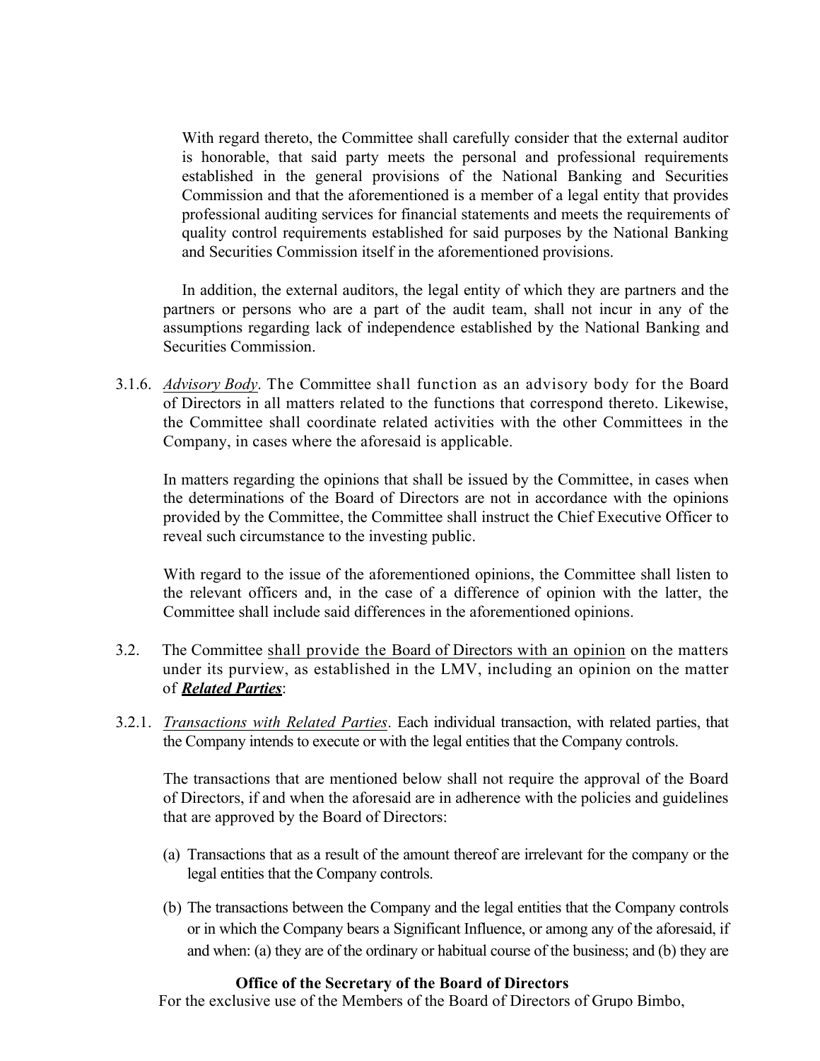With regard thereto, the Committee shall carefully consider that the external auditor is honorable, that said party meets the personal and professional requirements established in the general provisions of the National Banking and Securities Commission and that the aforementioned is a member of a legal entity that provides professional auditing services for financial statements and meets the requirements of quality control requirements established for said purposes by the National Banking and Securities Commission itself in the aforementioned provisions.

In addition, the external auditors, the legal entity of which they are partners and the partners or persons who are a part of the audit team, shall not incur in any of the assumptions regarding lack of independence established by the National Banking and Securities Commission.

3.1.6. *Advisory Body*. The Committee shall function as an advisory body for the Board of Directors in all matters related to the functions that correspond thereto. Likewise, the Committee shall coordinate related activities with the other Committees in the Company, in cases where the aforesaid is applicable.

In matters regarding the opinions that shall be issued by the Committee, in cases when the determinations of the Board of Directors are not in accordance with the opinions provided by the Committee, the Committee shall instruct the Chief Executive Officer to reveal such circumstance to the investing public.

With regard to the issue of the aforementioned opinions, the Committee shall listen to the relevant officers and, in the case of a difference of opinion with the latter, the Committee shall include said differences in the aforementioned opinions.

3.2. The Committee shall provide the Board of Directors with an opinion on the matters under its purview, as established in the LMV, including an opinion on the matter of ***Related Parties***:

3.2.1. *Transactions with Related Parties*. Each individual transaction, with related parties, that the Company intends to execute or with the legal entities that the Company controls.

The transactions that are mentioned below shall not require the approval of the Board of Directors, if and when the aforesaid are in adherence with the policies and guidelines that are approved by the Board of Directors:

(a) Transactions that as a result of the amount thereof are irrelevant for the company or the legal entities that the Company controls.

(b) The transactions between the Company and the legal entities that the Company controls or in which the Company bears a Significant Influence, or among any of the aforesaid, if and when: (a) they are of the ordinary or habitual course of the business; and (b) they are

**Office of the Secretary of the Board of Directors**
For the exclusive use of the Members of the Board of Directors of Grupo Bimbo,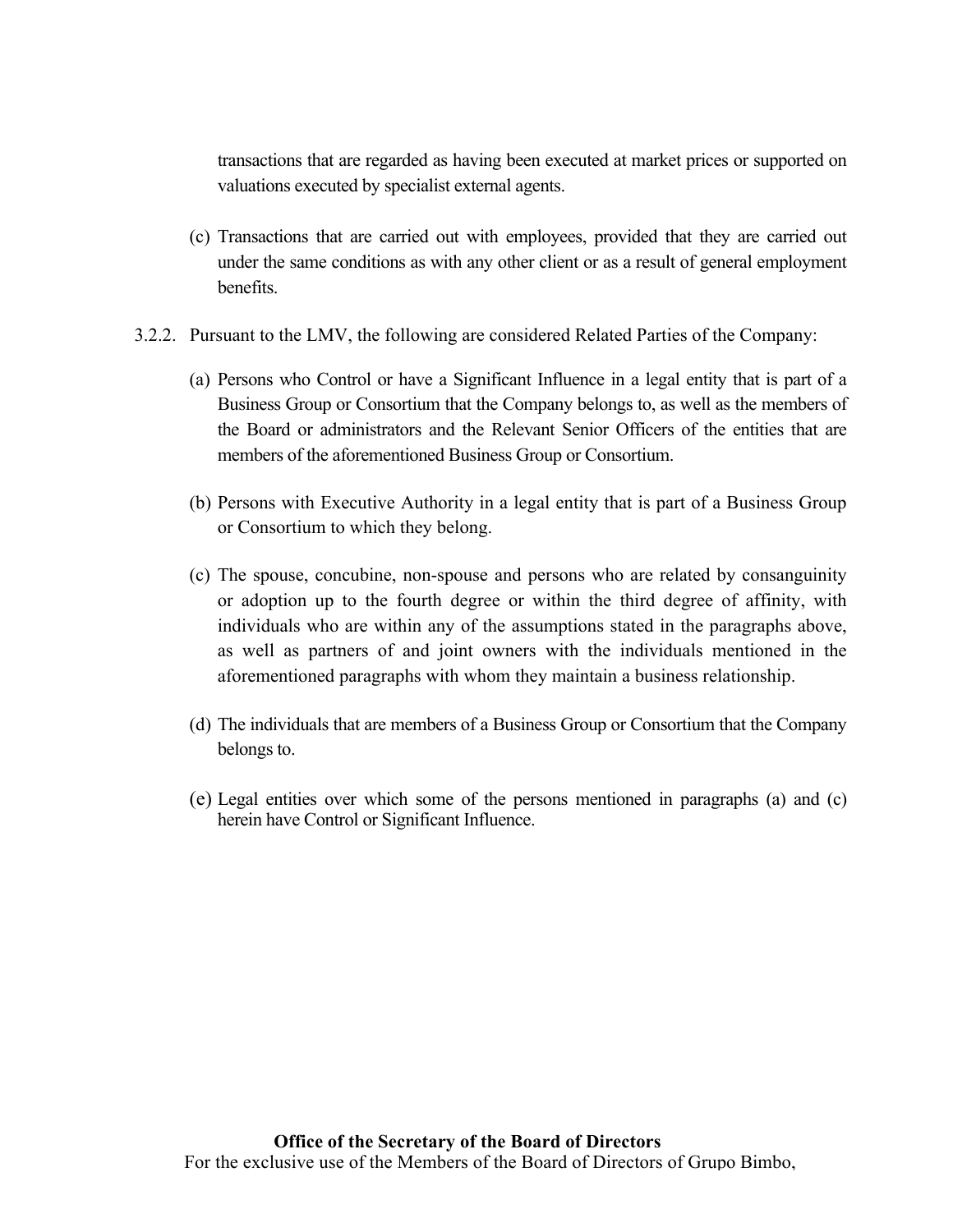transactions that are regarded as having been executed at market prices or supported on valuations executed by specialist external agents.

(c) Transactions that are carried out with employees, provided that they are carried out under the same conditions as with any other client or as a result of general employment benefits.

3.2.2. Pursuant to the LMV, the following are considered Related Parties of the Company:

(a) Persons who Control or have a Significant Influence in a legal entity that is part of a Business Group or Consortium that the Company belongs to, as well as the members of the Board or administrators and the Relevant Senior Officers of the entities that are members of the aforementioned Business Group or Consortium.

(b) Persons with Executive Authority in a legal entity that is part of a Business Group or Consortium to which they belong.

(c) The spouse, concubine, non-spouse and persons who are related by consanguinity or adoption up to the fourth degree or within the third degree of affinity, with individuals who are within any of the assumptions stated in the paragraphs above, as well as partners of and joint owners with the individuals mentioned in the aforementioned paragraphs with whom they maintain a business relationship.

(d) The individuals that are members of a Business Group or Consortium that the Company belongs to.

(e) Legal entities over which some of the persons mentioned in paragraphs (a) and (c) herein have Control or Significant Influence.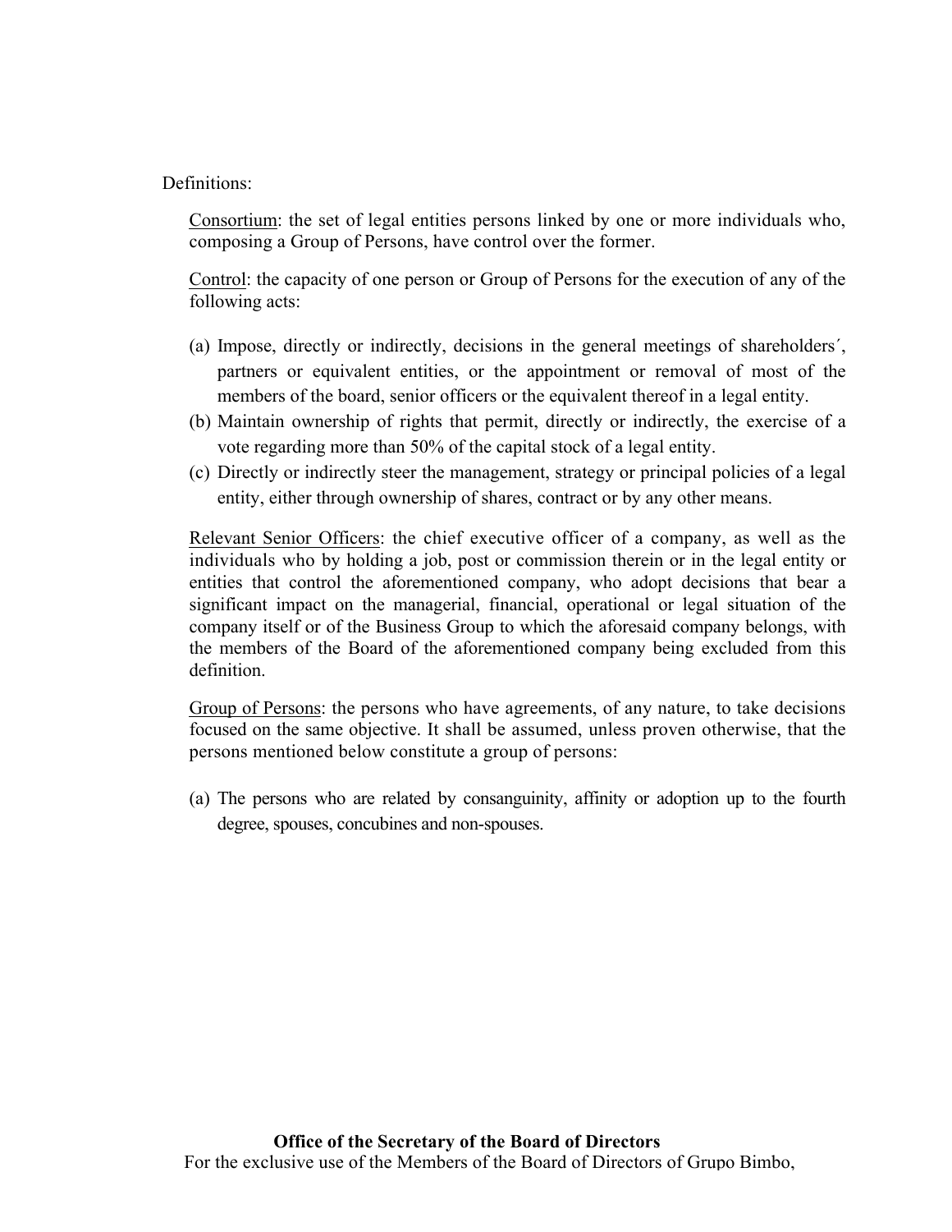Definitions:

Consortium: the set of legal entities persons linked by one or more individuals who, composing a Group of Persons, have control over the former.

Control: the capacity of one person or Group of Persons for the execution of any of the following acts:

(a) Impose, directly or indirectly, decisions in the general meetings of shareholders´, partners or equivalent entities, or the appointment or removal of most of the members of the board, senior officers or the equivalent thereof in a legal entity.
(b) Maintain ownership of rights that permit, directly or indirectly, the exercise of a vote regarding more than 50% of the capital stock of a legal entity.
(c) Directly or indirectly steer the management, strategy or principal policies of a legal entity, either through ownership of shares, contract or by any other means.

Relevant Senior Officers: the chief executive officer of a company, as well as the individuals who by holding a job, post or commission therein or in the legal entity or entities that control the aforementioned company, who adopt decisions that bear a significant impact on the managerial, financial, operational or legal situation of the company itself or of the Business Group to which the aforesaid company belongs, with the members of the Board of the aforementioned company being excluded from this definition.

Group of Persons: the persons who have agreements, of any nature, to take decisions focused on the same objective. It shall be assumed, unless proven otherwise, that the persons mentioned below constitute a group of persons:

(a) The persons who are related by consanguinity, affinity or adoption up to the fourth degree, spouses, concubines and non-spouses.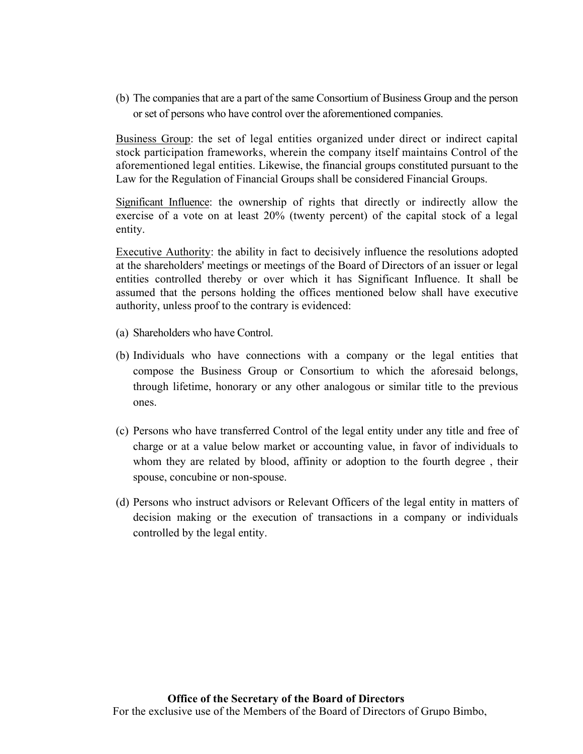(b) The companies that are a part of the same Consortium of Business Group and the person or set of persons who have control over the aforementioned companies.

Business Group: the set of legal entities organized under direct or indirect capital stock participation frameworks, wherein the company itself maintains Control of the aforementioned legal entities. Likewise, the financial groups constituted pursuant to the Law for the Regulation of Financial Groups shall be considered Financial Groups.

Significant Influence: the ownership of rights that directly or indirectly allow the exercise of a vote on at least 20% (twenty percent) of the capital stock of a legal entity.

Executive Authority: the ability in fact to decisively influence the resolutions adopted at the shareholders' meetings or meetings of the Board of Directors of an issuer or legal entities controlled thereby or over which it has Significant Influence. It shall be assumed that the persons holding the offices mentioned below shall have executive authority, unless proof to the contrary is evidenced:

(a) Shareholders who have Control.

(b) Individuals who have connections with a company or the legal entities that compose the Business Group or Consortium to which the aforesaid belongs, through lifetime, honorary or any other analogous or similar title to the previous ones.

(c) Persons who have transferred Control of the legal entity under any title and free of charge or at a value below market or accounting value, in favor of individuals to whom they are related by blood, affinity or adoption to the fourth degree , their spouse, concubine or non-spouse.

(d) Persons who instruct advisors or Relevant Officers of the legal entity in matters of decision making or the execution of transactions in a company or individuals controlled by the legal entity.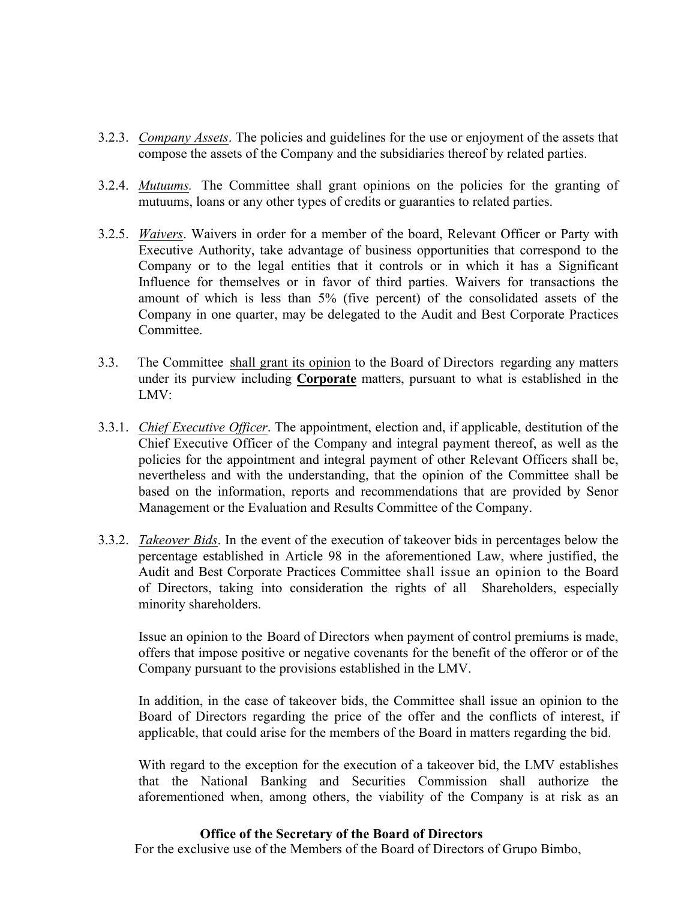3.2.3. *Company Assets*. The policies and guidelines for the use or enjoyment of the assets that compose the assets of the Company and the subsidiaries thereof by related parties.

3.2.4. *Mutuums.* The Committee shall grant opinions on the policies for the granting of mutuums, loans or any other types of credits or guaranties to related parties.

3.2.5. *Waivers*. Waivers in order for a member of the board, Relevant Officer or Party with Executive Authority, take advantage of business opportunities that correspond to the Company or to the legal entities that it controls or in which it has a Significant Influence for themselves or in favor of third parties. Waivers for transactions the amount of which is less than 5% (five percent) of the consolidated assets of the Company in one quarter, may be delegated to the Audit and Best Corporate Practices Committee.

3.3. The Committee shall grant its opinion to the Board of Directors regarding any matters under its purview including **Corporate** matters, pursuant to what is established in the LMV:

3.3.1. *Chief Executive Officer*. The appointment, election and, if applicable, destitution of the Chief Executive Officer of the Company and integral payment thereof, as well as the policies for the appointment and integral payment of other Relevant Officers shall be, nevertheless and with the understanding, that the opinion of the Committee shall be based on the information, reports and recommendations that are provided by Senor Management or the Evaluation and Results Committee of the Company.

3.3.2. *Takeover Bids*. In the event of the execution of takeover bids in percentages below the percentage established in Article 98 in the aforementioned Law, where justified, the Audit and Best Corporate Practices Committee shall issue an opinion to the Board of Directors, taking into consideration the rights of all Shareholders, especially minority shareholders.

Issue an opinion to the Board of Directors when payment of control premiums is made, offers that impose positive or negative covenants for the benefit of the offeror or of the Company pursuant to the provisions established in the LMV.

In addition, in the case of takeover bids, the Committee shall issue an opinion to the Board of Directors regarding the price of the offer and the conflicts of interest, if applicable, that could arise for the members of the Board in matters regarding the bid.

With regard to the exception for the execution of a takeover bid, the LMV establishes that the National Banking and Securities Commission shall authorize the aforementioned when, among others, the viability of the Company is at risk as an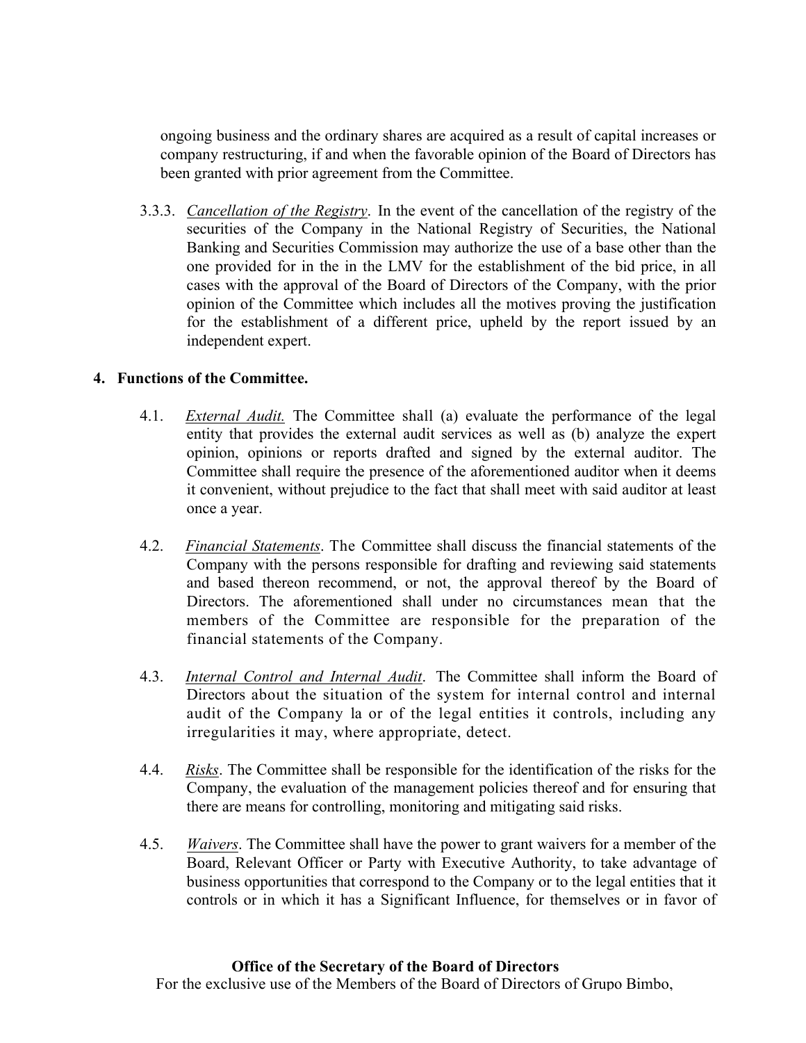ongoing business and the ordinary shares are acquired as a result of capital increases or company restructuring, if and when the favorable opinion of the Board of Directors has been granted with prior agreement from the Committee.

3.3.3. *Cancellation of the Registry*. In the event of the cancellation of the registry of the securities of the Company in the National Registry of Securities, the National Banking and Securities Commission may authorize the use of a base other than the one provided for in the in the LMV for the establishment of the bid price, in all cases with the approval of the Board of Directors of the Company, with the prior opinion of the Committee which includes all the motives proving the justification for the establishment of a different price, upheld by the report issued by an independent expert.

## 4. Functions of the Committee.

4.1. *External Audit.* The Committee shall (a) evaluate the performance of the legal entity that provides the external audit services as well as (b) analyze the expert opinion, opinions or reports drafted and signed by the external auditor. The Committee shall require the presence of the aforementioned auditor when it deems it convenient, without prejudice to the fact that shall meet with said auditor at least once a year.

4.2. *Financial Statements*. The Committee shall discuss the financial statements of the Company with the persons responsible for drafting and reviewing said statements and based thereon recommend, or not, the approval thereof by the Board of Directors. The aforementioned shall under no circumstances mean that the members of the Committee are responsible for the preparation of the financial statements of the Company.

4.3. *Internal Control and Internal Audit*. The Committee shall inform the Board of Directors about the situation of the system for internal control and internal audit of the Company la or of the legal entities it controls, including any irregularities it may, where appropriate, detect.

4.4. *Risks*. The Committee shall be responsible for the identification of the risks for the Company, the evaluation of the management policies thereof and for ensuring that there are means for controlling, monitoring and mitigating said risks.

4.5. *Waivers*. The Committee shall have the power to grant waivers for a member of the Board, Relevant Officer or Party with Executive Authority, to take advantage of business opportunities that correspond to the Company or to the legal entities that it controls or in which it has a Significant Influence, for themselves or in favor of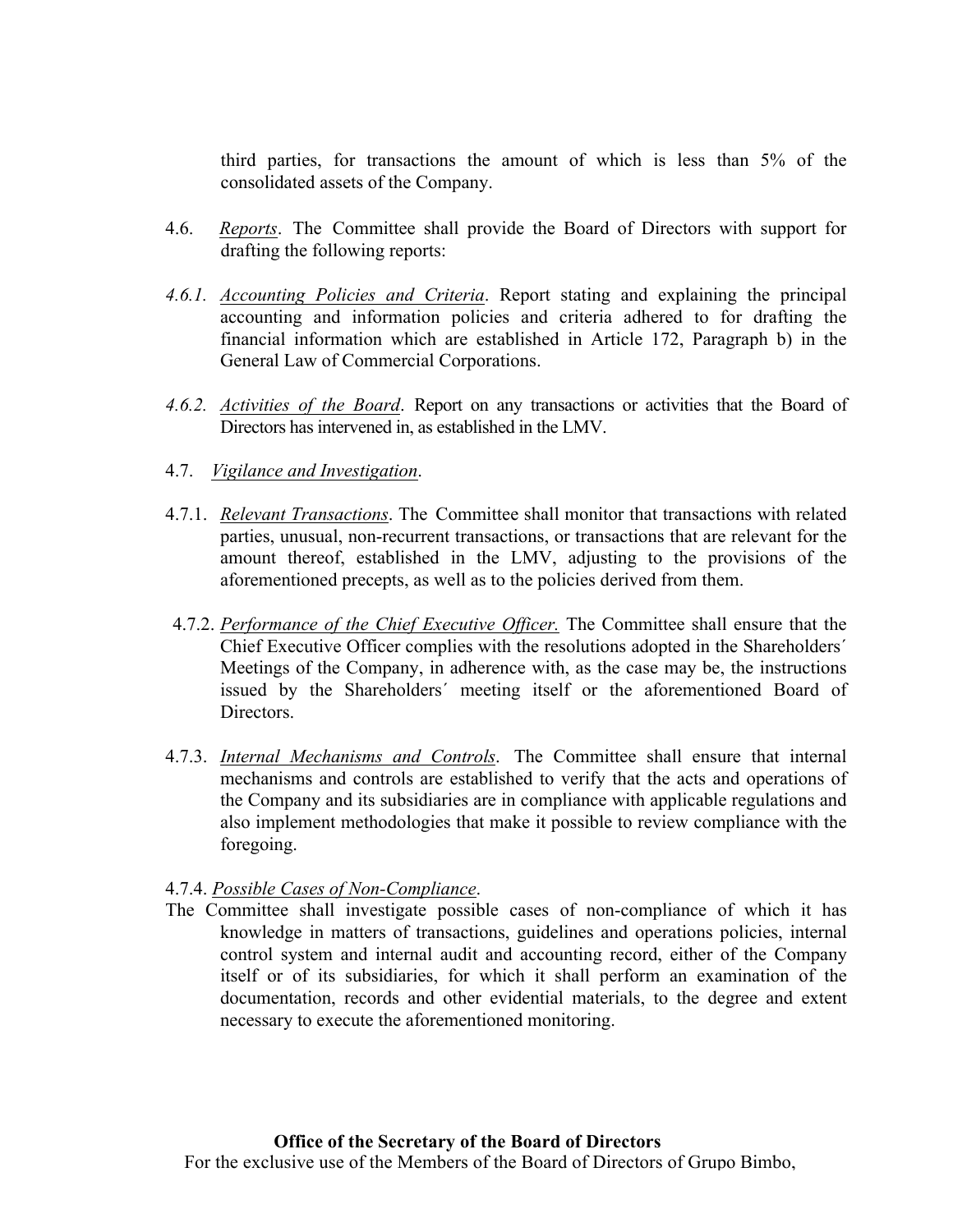third parties, for transactions the amount of which is less than 5% of the consolidated assets of the Company.

4.6. *Reports*. The Committee shall provide the Board of Directors with support for drafting the following reports:

*4.6.1.* *Accounting Policies and Criteria*. Report stating and explaining the principal accounting and information policies and criteria adhered to for drafting the financial information which are established in Article 172, Paragraph b) in the General Law of Commercial Corporations.

*4.6.2.* *Activities of the Board*. Report on any transactions or activities that the Board of Directors has intervened in, as established in the LMV.

4.7. *Vigilance and Investigation*.

4.7.1. *Relevant Transactions*. The Committee shall monitor that transactions with related parties, unusual, non-recurrent transactions, or transactions that are relevant for the amount thereof, established in the LMV, adjusting to the provisions of the aforementioned precepts, as well as to the policies derived from them.

4.7.2. *Performance of the Chief Executive Officer.* The Committee shall ensure that the Chief Executive Officer complies with the resolutions adopted in the Shareholders´ Meetings of the Company, in adherence with, as the case may be, the instructions issued by the Shareholders´ meeting itself or the aforementioned Board of Directors.

4.7.3. *Internal Mechanisms and Controls*. The Committee shall ensure that internal mechanisms and controls are established to verify that the acts and operations of the Company and its subsidiaries are in compliance with applicable regulations and also implement methodologies that make it possible to review compliance with the foregoing.

4.7.4. *Possible Cases of Non-Compliance*.

The Committee shall investigate possible cases of non-compliance of which it has knowledge in matters of transactions, guidelines and operations policies, internal control system and internal audit and accounting record, either of the Company itself or of its subsidiaries, for which it shall perform an examination of the documentation, records and other evidential materials, to the degree and extent necessary to execute the aforementioned monitoring.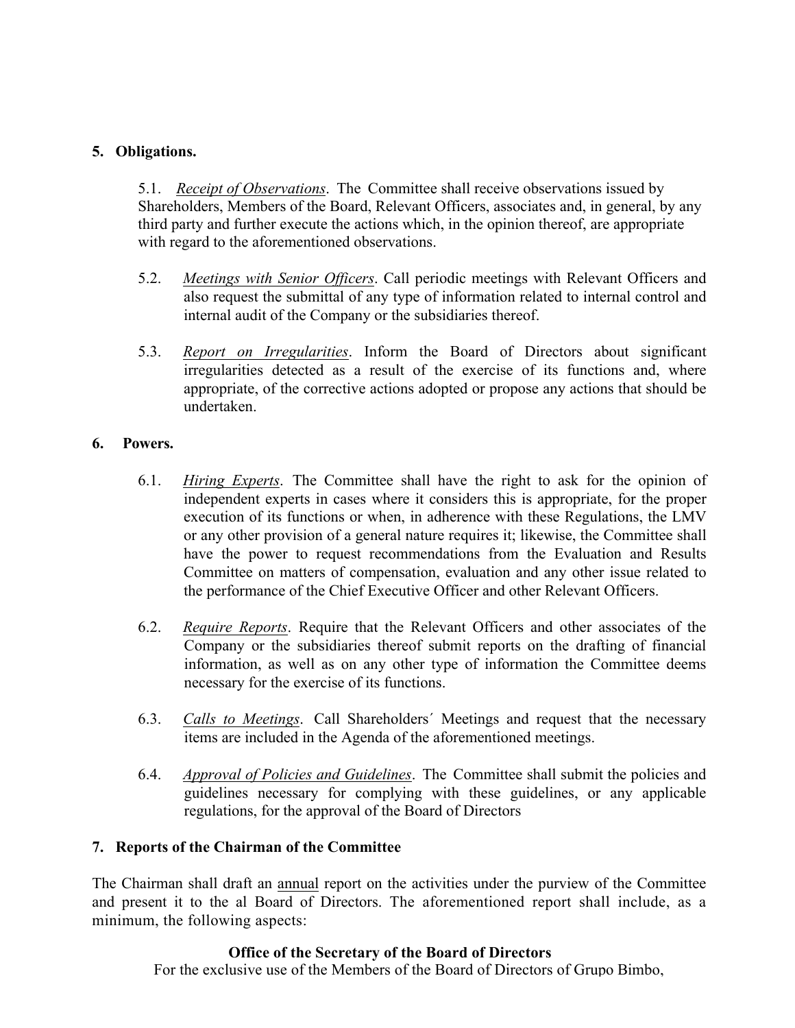## 5. Obligations.

5.1. *Receipt of Observations*. The Committee shall receive observations issued by Shareholders, Members of the Board, Relevant Officers, associates and, in general, by any third party and further execute the actions which, in the opinion thereof, are appropriate with regard to the aforementioned observations.

5.2. *Meetings with Senior Officers*. Call periodic meetings with Relevant Officers and also request the submittal of any type of information related to internal control and internal audit of the Company or the subsidiaries thereof.

5.3. *Report on Irregularities*. Inform the Board of Directors about significant irregularities detected as a result of the exercise of its functions and, where appropriate, of the corrective actions adopted or propose any actions that should be undertaken.

## 6. Powers.

6.1. *Hiring Experts*. The Committee shall have the right to ask for the opinion of independent experts in cases where it considers this is appropriate, for the proper execution of its functions or when, in adherence with these Regulations, the LMV or any other provision of a general nature requires it; likewise, the Committee shall have the power to request recommendations from the Evaluation and Results Committee on matters of compensation, evaluation and any other issue related to the performance of the Chief Executive Officer and other Relevant Officers.

6.2. *Require Reports*. Require that the Relevant Officers and other associates of the Company or the subsidiaries thereof submit reports on the drafting of financial information, as well as on any other type of information the Committee deems necessary for the exercise of its functions.

6.3. *Calls to Meetings*. Call Shareholders´ Meetings and request that the necessary items are included in the Agenda of the aforementioned meetings.

6.4. *Approval of Policies and Guidelines*. The Committee shall submit the policies and guidelines necessary for complying with these guidelines, or any applicable regulations, for the approval of the Board of Directors

## 7. Reports of the Chairman of the Committee

The Chairman shall draft an annual report on the activities under the purview of the Committee and present it to the al Board of Directors. The aforementioned report shall include, as a minimum, the following aspects: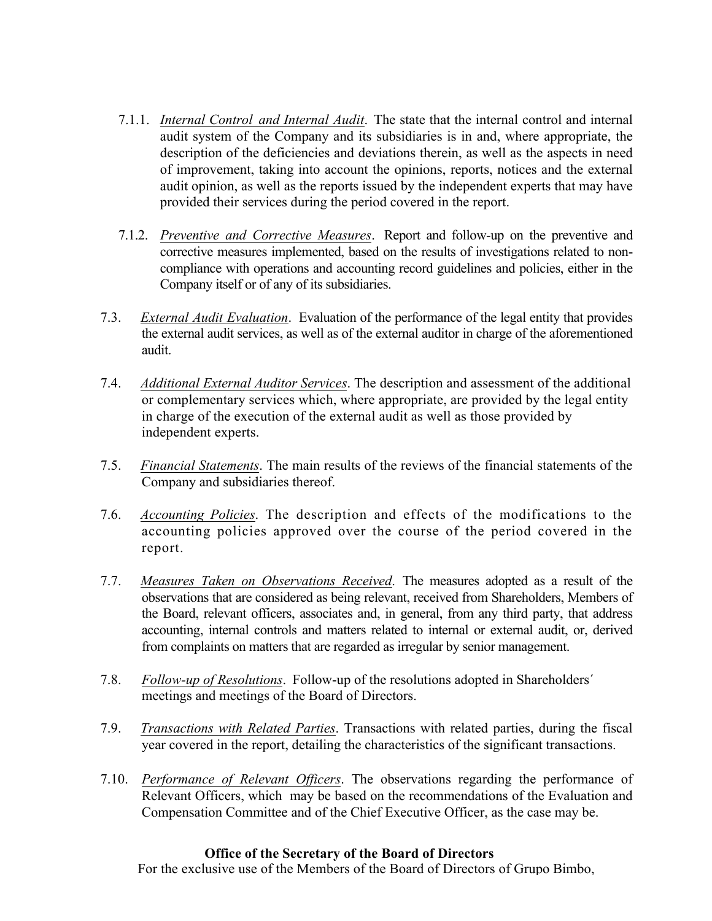7.1.1. *Internal Control and Internal Audit*. The state that the internal control and internal audit system of the Company and its subsidiaries is in and, where appropriate, the description of the deficiencies and deviations therein, as well as the aspects in need of improvement, taking into account the opinions, reports, notices and the external audit opinion, as well as the reports issued by the independent experts that may have provided their services during the period covered in the report.

7.1.2. *Preventive and Corrective Measures*. Report and follow-up on the preventive and corrective measures implemented, based on the results of investigations related to non-compliance with operations and accounting record guidelines and policies, either in the Company itself or of any of its subsidiaries.

7.3. *External Audit Evaluation*. Evaluation of the performance of the legal entity that provides the external audit services, as well as of the external auditor in charge of the aforementioned audit.

7.4. *Additional External Auditor Services*. The description and assessment of the additional or complementary services which, where appropriate, are provided by the legal entity in charge of the execution of the external audit as well as those provided by independent experts.

7.5. *Financial Statements*. The main results of the reviews of the financial statements of the Company and subsidiaries thereof.

7.6. *Accounting Policies*. The description and effects of the modifications to the accounting policies approved over the course of the period covered in the report.

7.7. *Measures Taken on Observations Received*. The measures adopted as a result of the observations that are considered as being relevant, received from Shareholders, Members of the Board, relevant officers, associates and, in general, from any third party, that address accounting, internal controls and matters related to internal or external audit, or, derived from complaints on matters that are regarded as irregular by senior management.

7.8. *Follow-up of Resolutions*. Follow-up of the resolutions adopted in Shareholders´ meetings and meetings of the Board of Directors.

7.9. *Transactions with Related Parties*. Transactions with related parties, during the fiscal year covered in the report, detailing the characteristics of the significant transactions.

7.10. *Performance of Relevant Officers*. The observations regarding the performance of Relevant Officers, which may be based on the recommendations of the Evaluation and Compensation Committee and of the Chief Executive Officer, as the case may be.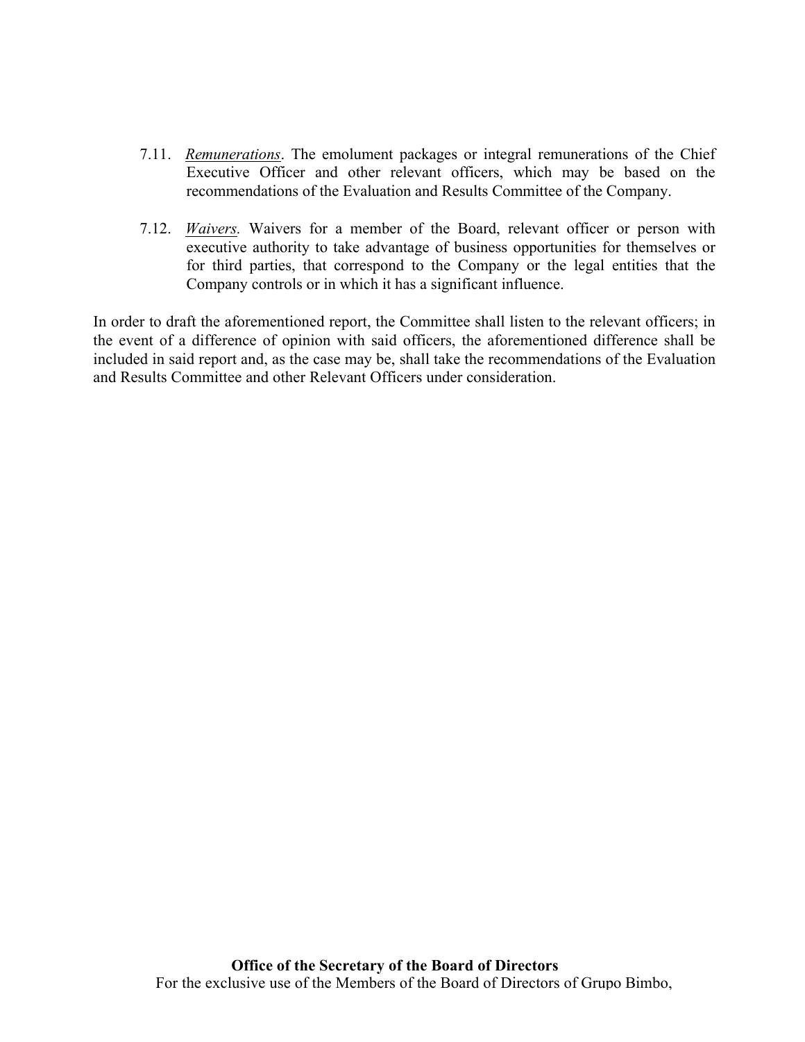7.11. *Remunerations*. The emolument packages or integral remunerations of the Chief Executive Officer and other relevant officers, which may be based on the recommendations of the Evaluation and Results Committee of the Company.

7.12. *Waivers.* Waivers for a member of the Board, relevant officer or person with executive authority to take advantage of business opportunities for themselves or for third parties, that correspond to the Company or the legal entities that the Company controls or in which it has a significant influence.

In order to draft the aforementioned report, the Committee shall listen to the relevant officers; in the event of a difference of opinion with said officers, the aforementioned difference shall be included in said report and, as the case may be, shall take the recommendations of the Evaluation and Results Committee and other Relevant Officers under consideration.